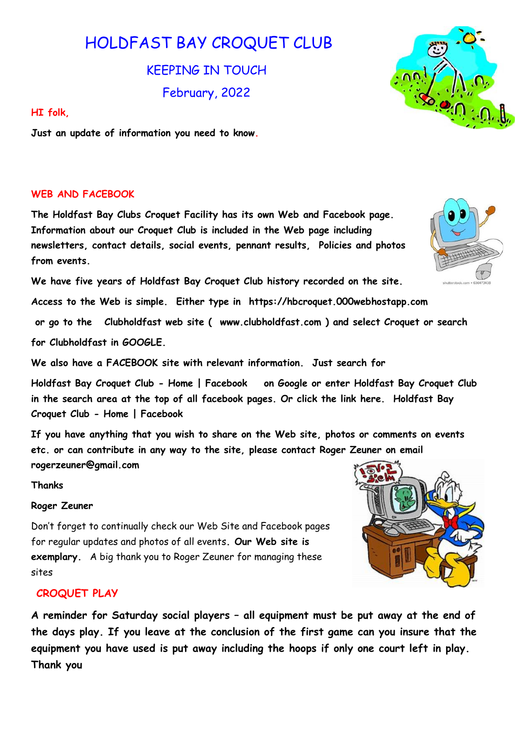# HOLDFAST BAY CROQUET CLUB

## KEEPING IN TOUCH

## February, 2022

**HI folk,**

**Just an update of information you need to know.**

### WEB AND FACEBOOK

**The Holdfast Bay Clubs Croquet Facility has its own Web and Facebook page. Information about our Croquet Club is included in the Web page including newsletters, contact details, social events, pennant results, Policies and photos from events.**

**We have five years of Holdfast Bay Croquet Club history recorded on the site.**

**Access to the Web is simple. Either type in https://hbcroquet.000webhostapp.com or go to the Clubholdfast web site ( www.clubholdfast.com ) and select Croquet or search for Clubholdfast in GOOGLE.**

**We also have a FACEBOOK site with relevant information. Just search for Holdfast Bay Croquet Club - Home | Facebook on Google or enter Holdfast Bay Croquet Club in the search area at the top of all facebook pages. Or click the link here. Holdfast Bay Croquet Club - Home | Facebook**

**If you have anything that you wish to share on the Web site, photos or comments on events etc. or can contribute in any way to the site, please contact Roger Zeuner on email rogerzeuner@gmail.com**

**Thanks**

**Roger Zeuner**

Don't forget to continually check our Web Site and Facebook pages for regular updates and photos of all events. **Our Web site is exemplary.** A big thank you to Roger Zeuner for managing these sites

### CROQUET PLAY

**A reminder for Saturday social players – all equipment must be put away at the end of the days play. If you leave at the conclusion of the first game can you insure that the equipment you have used is put away including the hoops if only one court left in play. Thank you**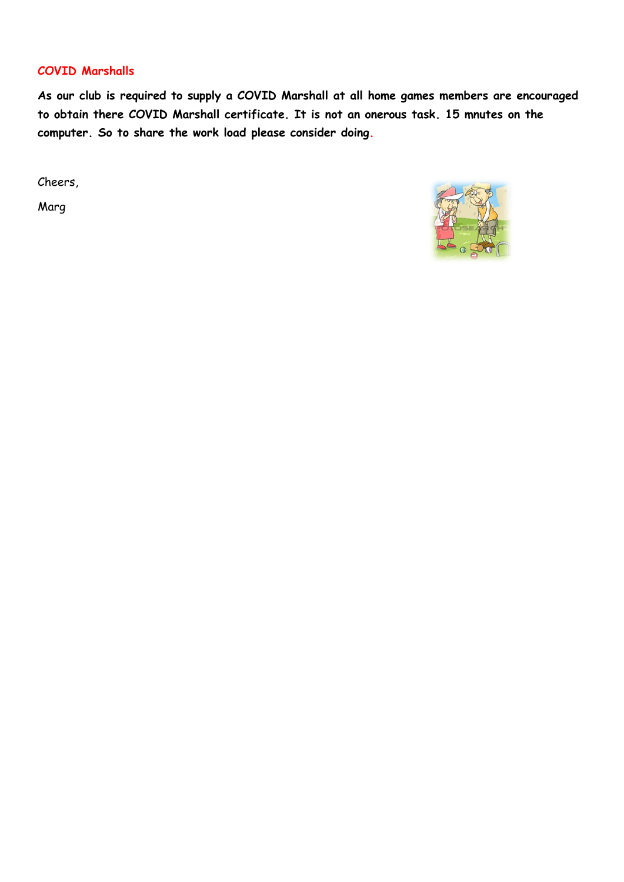## COVID Marshalls

**As our club is required to supply a COVID Marshall at all home games members are encouraged to obtain there COVID Marshall certificate. It is not an onerous task. 15 mnutes on the computer. So to share the work load please consider doing.**

Cheers,

Marg